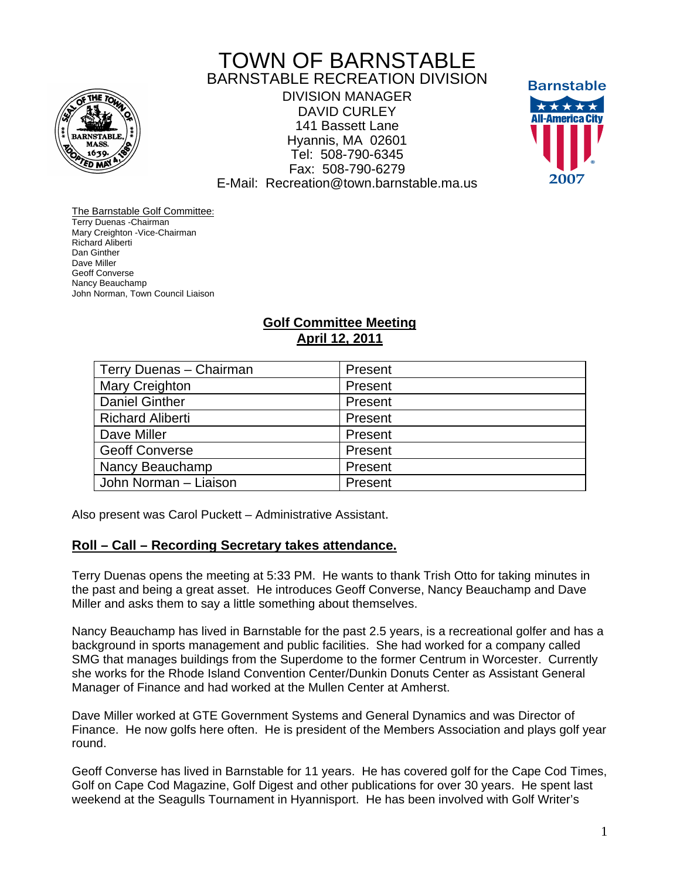# TOWN OF BARNSTABLE
## BARNSTABLE RECREATION DIVISION

DIVISION MANAGER
DAVID CURLEY
141 Bassett Lane
Hyannis, MA 02601
Tel: 508-790-6345
Fax: 508-790-6279
E-Mail: Recreation@town.barnstable.ma.us

The Barnstable Golf Committee:
Terry Duenas -Chairman
Mary Creighton -Vice-Chairman
Richard Aliberti
Dan Ginther
Dave Miller
Geoff Converse
Nancy Beauchamp
John Norman, Town Council Liaison

## Golf Committee Meeting
## April 12, 2011

| | |
|---|---|
| Terry Duenas – Chairman | Present |
| Mary Creighton | Present |
| Daniel Ginther | Present |
| Richard Aliberti | Present |
| Dave Miller | Present |
| Geoff Converse | Present |
| Nancy Beauchamp | Present |
| John Norman – Liaison | Present |

Also present was Carol Puckett – Administrative Assistant.

### Roll – Call – Recording Secretary takes attendance.

Terry Duenas opens the meeting at 5:33 PM. He wants to thank Trish Otto for taking minutes in the past and being a great asset. He introduces Geoff Converse, Nancy Beauchamp and Dave Miller and asks them to say a little something about themselves.

Nancy Beauchamp has lived in Barnstable for the past 2.5 years, is a recreational golfer and has a background in sports management and public facilities. She had worked for a company called SMG that manages buildings from the Superdome to the former Centrum in Worcester. Currently she works for the Rhode Island Convention Center/Dunkin Donuts Center as Assistant General Manager of Finance and had worked at the Mullen Center at Amherst.

Dave Miller worked at GTE Government Systems and General Dynamics and was Director of Finance. He now golfs here often. He is president of the Members Association and plays golf year round.

Geoff Converse has lived in Barnstable for 11 years. He has covered golf for the Cape Cod Times, Golf on Cape Cod Magazine, Golf Digest and other publications for over 30 years. He spent last weekend at the Seagulls Tournament in Hyannisport. He has been involved with Golf Writer's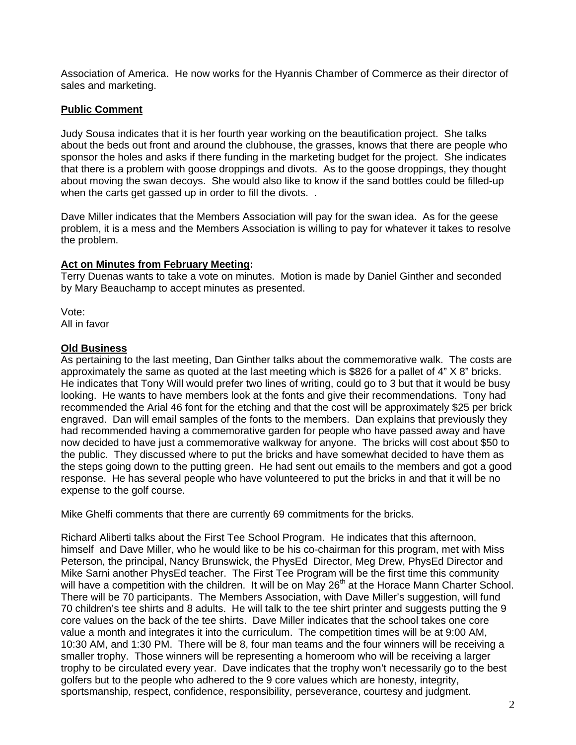Association of America. He now works for the Hyannis Chamber of Commerce as their director of sales and marketing.

**<u>Public Comment</u>**

Judy Sousa indicates that it is her fourth year working on the beautification project. She talks about the beds out front and around the clubhouse, the grasses, knows that there are people who sponsor the holes and asks if there funding in the marketing budget for the project. She indicates that there is a problem with goose droppings and divots. As to the goose droppings, they thought about moving the swan decoys. She would also like to know if the sand bottles could be filled-up when the carts get gassed up in order to fill the divots. .

Dave Miller indicates that the Members Association will pay for the swan idea. As for the geese problem, it is a mess and the Members Association is willing to pay for whatever it takes to resolve the problem.

**<u>Act on Minutes from February Meeting</u>:**

Terry Duenas wants to take a vote on minutes. Motion is made by Daniel Ginther and seconded by Mary Beauchamp to accept minutes as presented.

Vote:
All in favor

**<u>Old Business</u>**

As pertaining to the last meeting, Dan Ginther talks about the commemorative walk. The costs are approximately the same as quoted at the last meeting which is $826 for a pallet of 4" X 8" bricks. He indicates that Tony Will would prefer two lines of writing, could go to 3 but that it would be busy looking. He wants to have members look at the fonts and give their recommendations. Tony had recommended the Arial 46 font for the etching and that the cost will be approximately $25 per brick engraved. Dan will email samples of the fonts to the members. Dan explains that previously they had recommended having a commemorative garden for people who have passed away and have now decided to have just a commemorative walkway for anyone. The bricks will cost about $50 to the public. They discussed where to put the bricks and have somewhat decided to have them as the steps going down to the putting green. He had sent out emails to the members and got a good response. He has several people who have volunteered to put the bricks in and that it will be no expense to the golf course.

Mike Ghelfi comments that there are currently 69 commitments for the bricks.

Richard Aliberti talks about the First Tee School Program. He indicates that this afternoon, himself and Dave Miller, who he would like to be his co-chairman for this program, met with Miss Peterson, the principal, Nancy Brunswick, the PhysEd Director, Meg Drew, PhysEd Director and Mike Sarni another PhysEd teacher. The First Tee Program will be the first time this community will have a competition with the children. It will be on May 26th at the Horace Mann Charter School. There will be 70 participants. The Members Association, with Dave Miller's suggestion, will fund 70 children's tee shirts and 8 adults. He will talk to the tee shirt printer and suggests putting the 9 core values on the back of the tee shirts. Dave Miller indicates that the school takes one core value a month and integrates it into the curriculum. The competition times will be at 9:00 AM, 10:30 AM, and 1:30 PM. There will be 8, four man teams and the four winners will be receiving a smaller trophy. Those winners will be representing a homeroom who will be receiving a larger trophy to be circulated every year. Dave indicates that the trophy won't necessarily go to the best golfers but to the people who adhered to the 9 core values which are honesty, integrity, sportsmanship, respect, confidence, responsibility, perseverance, courtesy and judgment.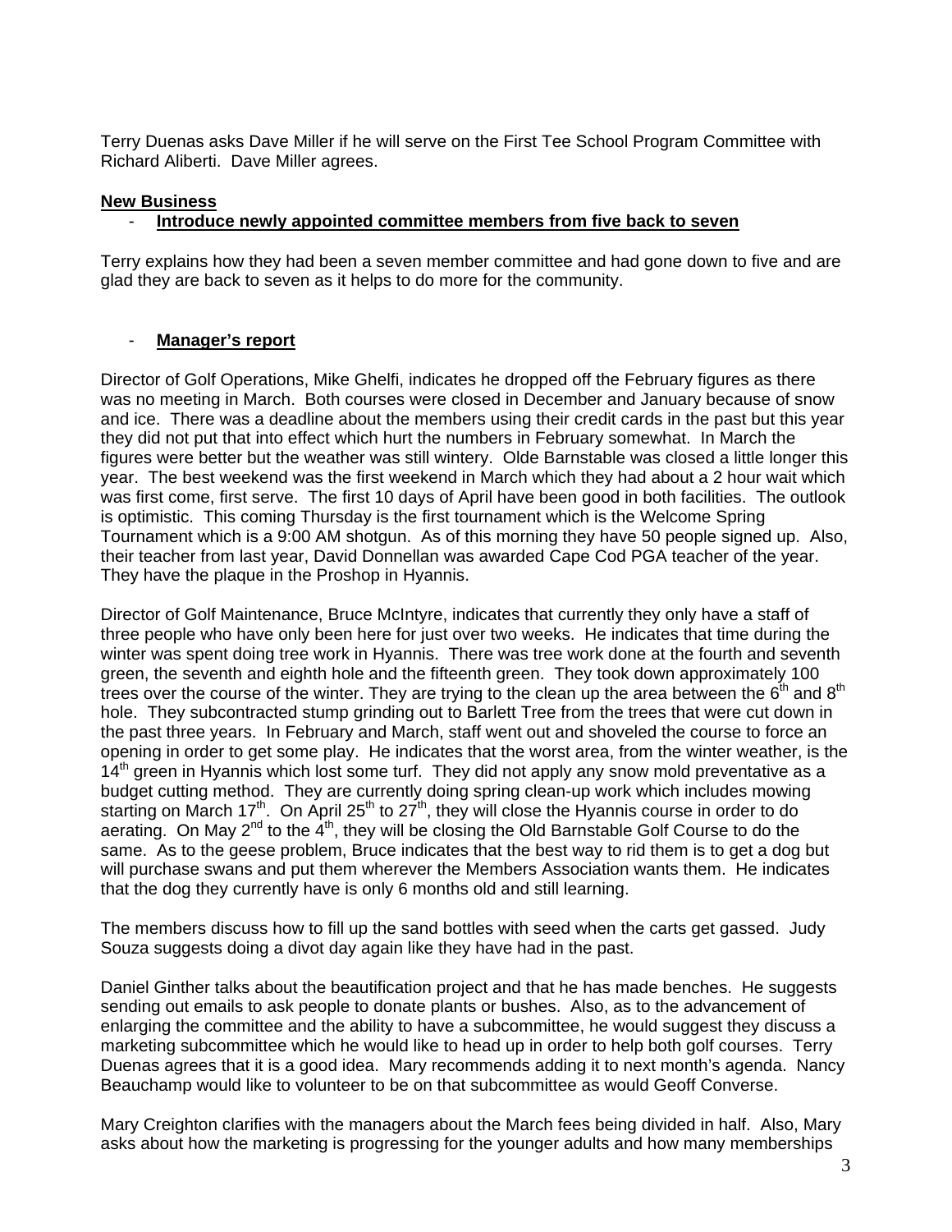Terry Duenas asks Dave Miller if he will serve on the First Tee School Program Committee with Richard Aliberti. Dave Miller agrees.

**New Business**

- **Introduce newly appointed committee members from five back to seven**

Terry explains how they had been a seven member committee and had gone down to five and are glad they are back to seven as it helps to do more for the community.

- **Manager's report**

Director of Golf Operations, Mike Ghelfi, indicates he dropped off the February figures as there was no meeting in March. Both courses were closed in December and January because of snow and ice. There was a deadline about the members using their credit cards in the past but this year they did not put that into effect which hurt the numbers in February somewhat. In March the figures were better but the weather was still wintery. Olde Barnstable was closed a little longer this year. The best weekend was the first weekend in March which they had about a 2 hour wait which was first come, first serve. The first 10 days of April have been good in both facilities. The outlook is optimistic. This coming Thursday is the first tournament which is the Welcome Spring Tournament which is a 9:00 AM shotgun. As of this morning they have 50 people signed up. Also, their teacher from last year, David Donnellan was awarded Cape Cod PGA teacher of the year. They have the plaque in the Proshop in Hyannis.

Director of Golf Maintenance, Bruce McIntyre, indicates that currently they only have a staff of three people who have only been here for just over two weeks. He indicates that time during the winter was spent doing tree work in Hyannis. There was tree work done at the fourth and seventh green, the seventh and eighth hole and the fifteenth green. They took down approximately 100 trees over the course of the winter. They are trying to the clean up the area between the 6th and 8th hole. They subcontracted stump grinding out to Barlett Tree from the trees that were cut down in the past three years. In February and March, staff went out and shoveled the course to force an opening in order to get some play. He indicates that the worst area, from the winter weather, is the 14th green in Hyannis which lost some turf. They did not apply any snow mold preventative as a budget cutting method. They are currently doing spring clean-up work which includes mowing starting on March 17th. On April 25th to 27th, they will close the Hyannis course in order to do aerating. On May 2nd to the 4th, they will be closing the Old Barnstable Golf Course to do the same. As to the geese problem, Bruce indicates that the best way to rid them is to get a dog but will purchase swans and put them wherever the Members Association wants them. He indicates that the dog they currently have is only 6 months old and still learning.

The members discuss how to fill up the sand bottles with seed when the carts get gassed. Judy Souza suggests doing a divot day again like they have had in the past.

Daniel Ginther talks about the beautification project and that he has made benches. He suggests sending out emails to ask people to donate plants or bushes. Also, as to the advancement of enlarging the committee and the ability to have a subcommittee, he would suggest they discuss a marketing subcommittee which he would like to head up in order to help both golf courses. Terry Duenas agrees that it is a good idea. Mary recommends adding it to next month's agenda. Nancy Beauchamp would like to volunteer to be on that subcommittee as would Geoff Converse.

Mary Creighton clarifies with the managers about the March fees being divided in half. Also, Mary asks about how the marketing is progressing for the younger adults and how many memberships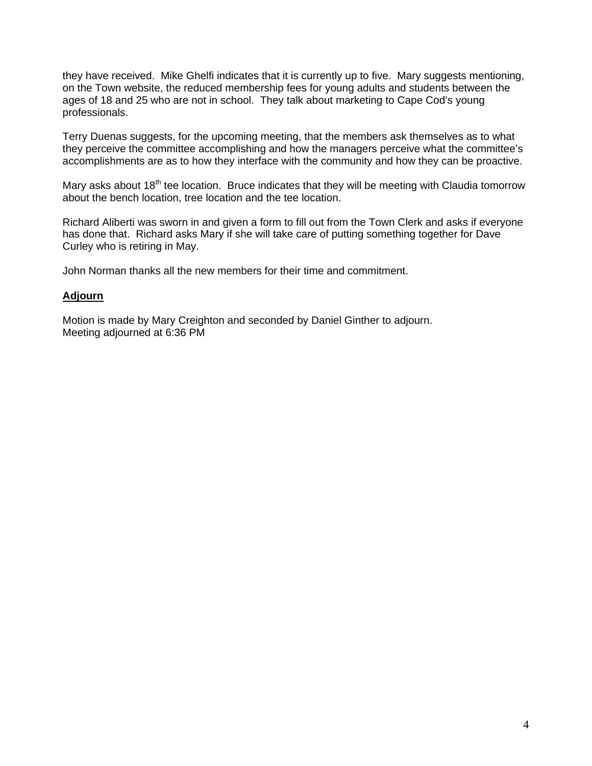they have received. Mike Ghelfi indicates that it is currently up to five. Mary suggests mentioning, on the Town website, the reduced membership fees for young adults and students between the ages of 18 and 25 who are not in school. They talk about marketing to Cape Cod's young professionals.

Terry Duenas suggests, for the upcoming meeting, that the members ask themselves as to what they perceive the committee accomplishing and how the managers perceive what the committee's accomplishments are as to how they interface with the community and how they can be proactive.

Mary asks about 18th tee location. Bruce indicates that they will be meeting with Claudia tomorrow about the bench location, tree location and the tee location.

Richard Aliberti was sworn in and given a form to fill out from the Town Clerk and asks if everyone has done that. Richard asks Mary if she will take care of putting something together for Dave Curley who is retiring in May.

John Norman thanks all the new members for their time and commitment.

## Adjourn

Motion is made by Mary Creighton and seconded by Daniel Ginther to adjourn.
Meeting adjourned at 6:36 PM